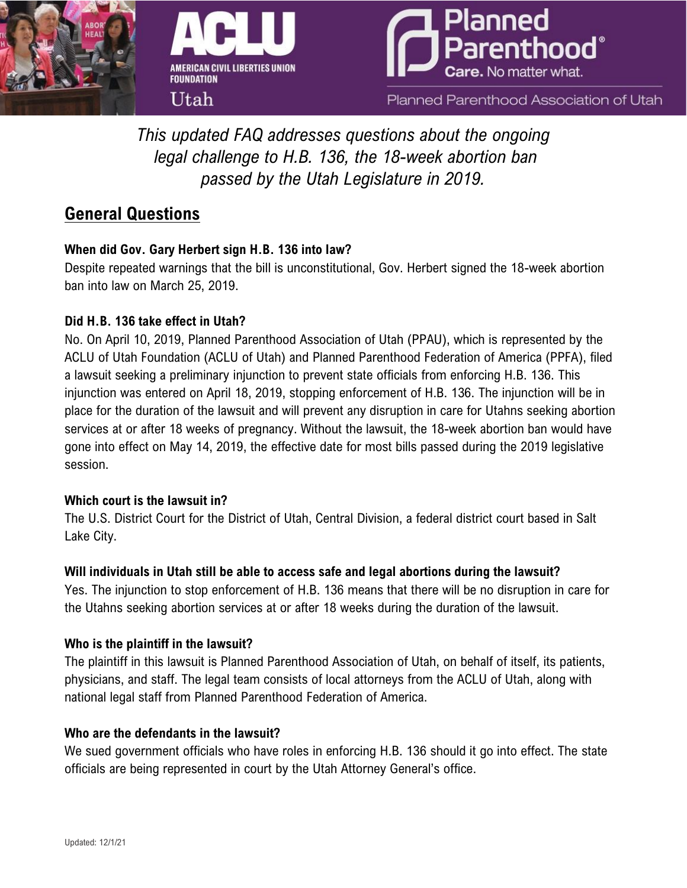ACLU

AMERICAN CIVIL LIBERTIES UNION FOUNDATION

Utah

Planned Parenthood®

Care. No matter what.

Planned Parenthood Association of Utah

*This updated FAQ addresses questions about the ongoing legal challenge to H.B. 136, the 18-week abortion ban passed by the Utah Legislature in 2019.*

## General Questions

**When did Gov. Gary Herbert sign H.B. 136 into law?**

Despite repeated warnings that the bill is unconstitutional, Gov. Herbert signed the 18-week abortion ban into law on March 25, 2019.

**Did H.B. 136 take effect in Utah?**

No. On April 10, 2019, Planned Parenthood Association of Utah (PPAU), which is represented by the ACLU of Utah Foundation (ACLU of Utah) and Planned Parenthood Federation of America (PPFA), filed a lawsuit seeking a preliminary injunction to prevent state officials from enforcing H.B. 136. This injunction was entered on April 18, 2019, stopping enforcement of H.B. 136. The injunction will be in place for the duration of the lawsuit and will prevent any disruption in care for Utahns seeking abortion services at or after 18 weeks of pregnancy. Without the lawsuit, the 18-week abortion ban would have gone into effect on May 14, 2019, the effective date for most bills passed during the 2019 legislative session.

**Which court is the lawsuit in?**

The U.S. District Court for the District of Utah, Central Division, a federal district court based in Salt Lake City.

**Will individuals in Utah still be able to access safe and legal abortions during the lawsuit?**

Yes. The injunction to stop enforcement of H.B. 136 means that there will be no disruption in care for the Utahns seeking abortion services at or after 18 weeks during the duration of the lawsuit.

**Who is the plaintiff in the lawsuit?**

The plaintiff in this lawsuit is Planned Parenthood Association of Utah, on behalf of itself, its patients, physicians, and staff. The legal team consists of local attorneys from the ACLU of Utah, along with national legal staff from Planned Parenthood Federation of America.

**Who are the defendants in the lawsuit?**

We sued government officials who have roles in enforcing H.B. 136 should it go into effect. The state officials are being represented in court by the Utah Attorney General's office.

Updated: 12/1/21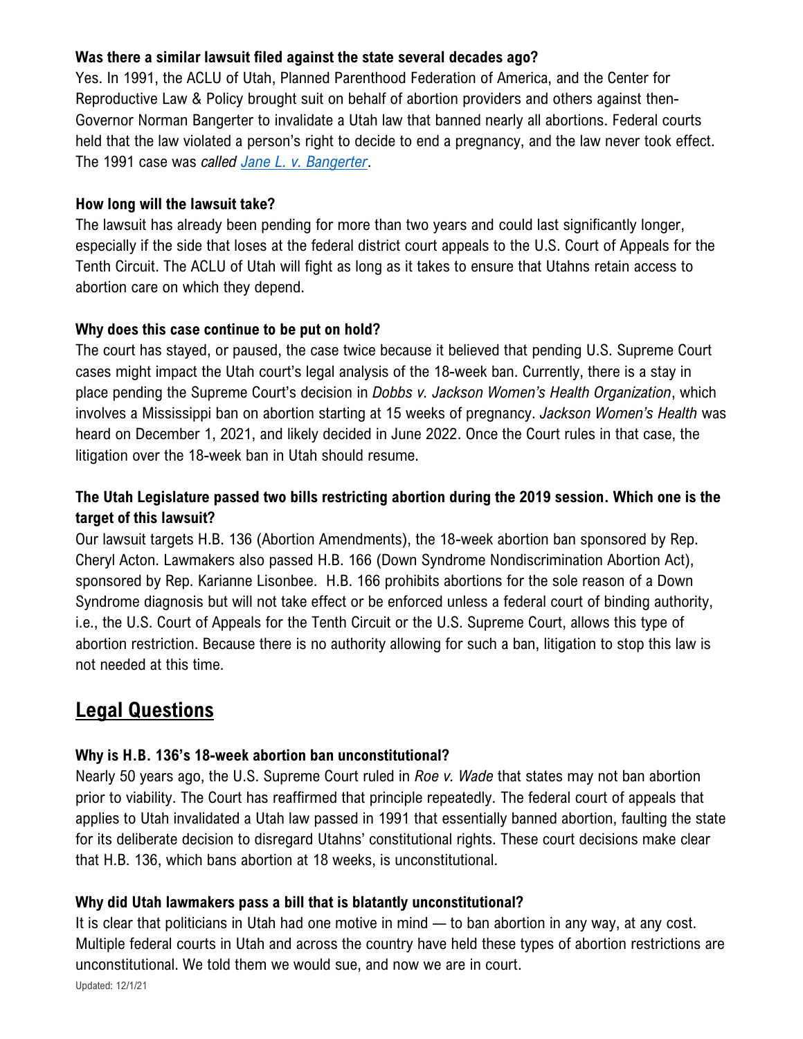**Was there a similar lawsuit filed against the state several decades ago?**

Yes. In 1991, the ACLU of Utah, Planned Parenthood Federation of America, and the Center for Reproductive Law & Policy brought suit on behalf of abortion providers and others against then-Governor Norman Bangerter to invalidate a Utah law that banned nearly all abortions. Federal courts held that the law violated a person's right to decide to end a pregnancy, and the law never took effect. The 1991 case was *called [Jane L. v. Bangerter](#)*.

**How long will the lawsuit take?**

The lawsuit has already been pending for more than two years and could last significantly longer, especially if the side that loses at the federal district court appeals to the U.S. Court of Appeals for the Tenth Circuit. The ACLU of Utah will fight as long as it takes to ensure that Utahns retain access to abortion care on which they depend.

**Why does this case continue to be put on hold?**

The court has stayed, or paused, the case twice because it believed that pending U.S. Supreme Court cases might impact the Utah court's legal analysis of the 18-week ban. Currently, there is a stay in place pending the Supreme Court's decision in *Dobbs v. Jackson Women's Health Organization*, which involves a Mississippi ban on abortion starting at 15 weeks of pregnancy. *Jackson Women's Health* was heard on December 1, 2021, and likely decided in June 2022. Once the Court rules in that case, the litigation over the 18-week ban in Utah should resume.

**The Utah Legislature passed two bills restricting abortion during the 2019 session. Which one is the target of this lawsuit?**

Our lawsuit targets H.B. 136 (Abortion Amendments), the 18-week abortion ban sponsored by Rep. Cheryl Acton. Lawmakers also passed H.B. 166 (Down Syndrome Nondiscrimination Abortion Act), sponsored by Rep. Karianne Lisonbee. H.B. 166 prohibits abortions for the sole reason of a Down Syndrome diagnosis but will not take effect or be enforced unless a federal court of binding authority, i.e., the U.S. Court of Appeals for the Tenth Circuit or the U.S. Supreme Court, allows this type of abortion restriction. Because there is no authority allowing for such a ban, litigation to stop this law is not needed at this time.

## Legal Questions

**Why is H.B. 136's 18-week abortion ban unconstitutional?**

Nearly 50 years ago, the U.S. Supreme Court ruled in *Roe v. Wade* that states may not ban abortion prior to viability. The Court has reaffirmed that principle repeatedly. The federal court of appeals that applies to Utah invalidated a Utah law passed in 1991 that essentially banned abortion, faulting the state for its deliberate decision to disregard Utahns' constitutional rights. These court decisions make clear that H.B. 136, which bans abortion at 18 weeks, is unconstitutional.

**Why did Utah lawmakers pass a bill that is blatantly unconstitutional?**

It is clear that politicians in Utah had one motive in mind — to ban abortion in any way, at any cost. Multiple federal courts in Utah and across the country have held these types of abortion restrictions are unconstitutional. We told them we would sue, and now we are in court.

Updated: 12/1/21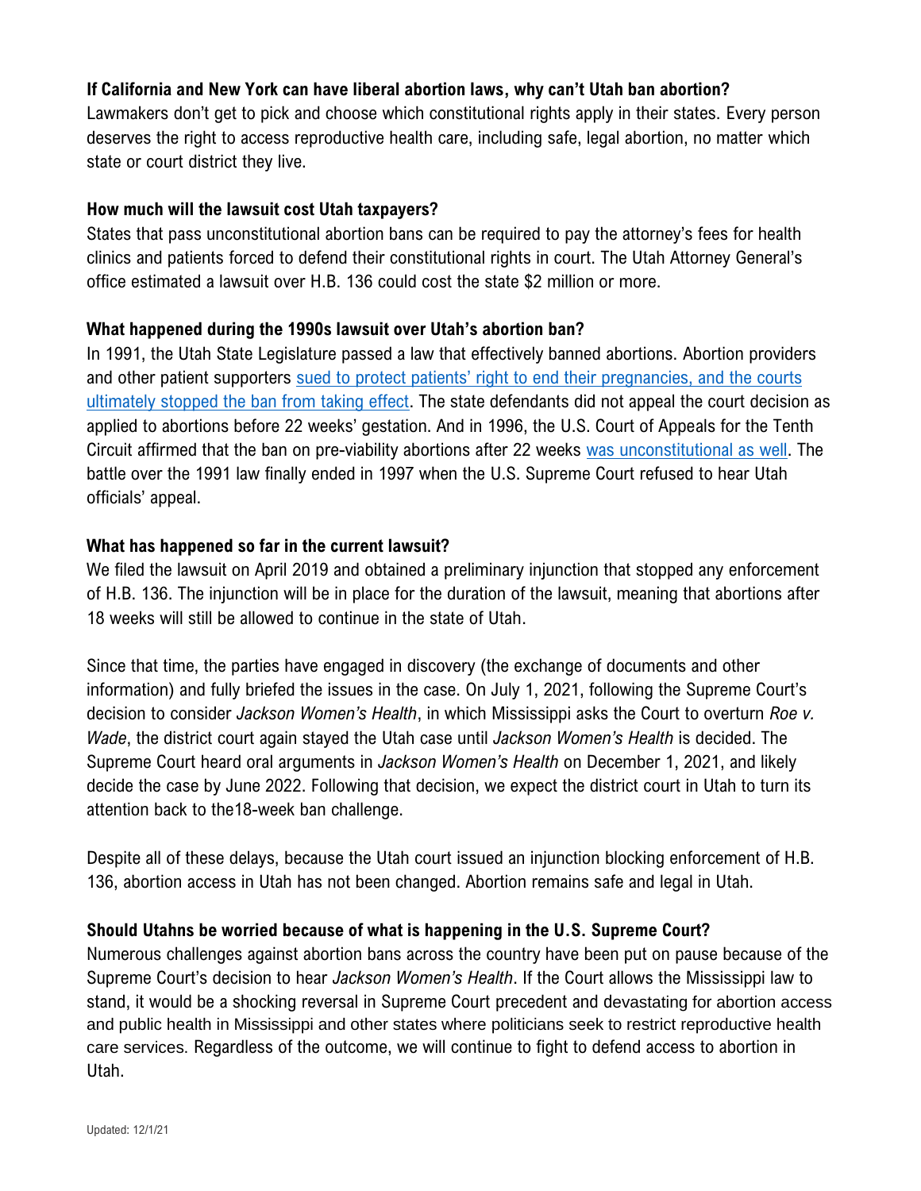**If California and New York can have liberal abortion laws, why can't Utah ban abortion?**

Lawmakers don't get to pick and choose which constitutional rights apply in their states. Every person deserves the right to access reproductive health care, including safe, legal abortion, no matter which state or court district they live.

**How much will the lawsuit cost Utah taxpayers?**

States that pass unconstitutional abortion bans can be required to pay the attorney's fees for health clinics and patients forced to defend their constitutional rights in court. The Utah Attorney General's office estimated a lawsuit over H.B. 136 could cost the state $2 million or more.

**What happened during the 1990s lawsuit over Utah's abortion ban?**

In 1991, the Utah State Legislature passed a law that effectively banned abortions. Abortion providers and other patient supporters sued to protect patients' right to end their pregnancies, and the courts ultimately stopped the ban from taking effect. The state defendants did not appeal the court decision as applied to abortions before 22 weeks' gestation. And in 1996, the U.S. Court of Appeals for the Tenth Circuit affirmed that the ban on pre-viability abortions after 22 weeks was unconstitutional as well. The battle over the 1991 law finally ended in 1997 when the U.S. Supreme Court refused to hear Utah officials' appeal.

**What has happened so far in the current lawsuit?**

We filed the lawsuit on April 2019 and obtained a preliminary injunction that stopped any enforcement of H.B. 136. The injunction will be in place for the duration of the lawsuit, meaning that abortions after 18 weeks will still be allowed to continue in the state of Utah.

Since that time, the parties have engaged in discovery (the exchange of documents and other information) and fully briefed the issues in the case. On July 1, 2021, following the Supreme Court's decision to consider *Jackson Women's Health*, in which Mississippi asks the Court to overturn *Roe v. Wade*, the district court again stayed the Utah case until *Jackson Women's Health* is decided. The Supreme Court heard oral arguments in *Jackson Women's Health* on December 1, 2021, and likely decide the case by June 2022. Following that decision, we expect the district court in Utah to turn its attention back to the18-week ban challenge.

Despite all of these delays, because the Utah court issued an injunction blocking enforcement of H.B. 136, abortion access in Utah has not been changed. Abortion remains safe and legal in Utah.

**Should Utahns be worried because of what is happening in the U.S. Supreme Court?**

Numerous challenges against abortion bans across the country have been put on pause because of the Supreme Court's decision to hear *Jackson Women's Health*. If the Court allows the Mississippi law to stand, it would be a shocking reversal in Supreme Court precedent and devastating for abortion access and public health in Mississippi and other states where politicians seek to restrict reproductive health care services. Regardless of the outcome, we will continue to fight to defend access to abortion in Utah.

Updated: 12/1/21